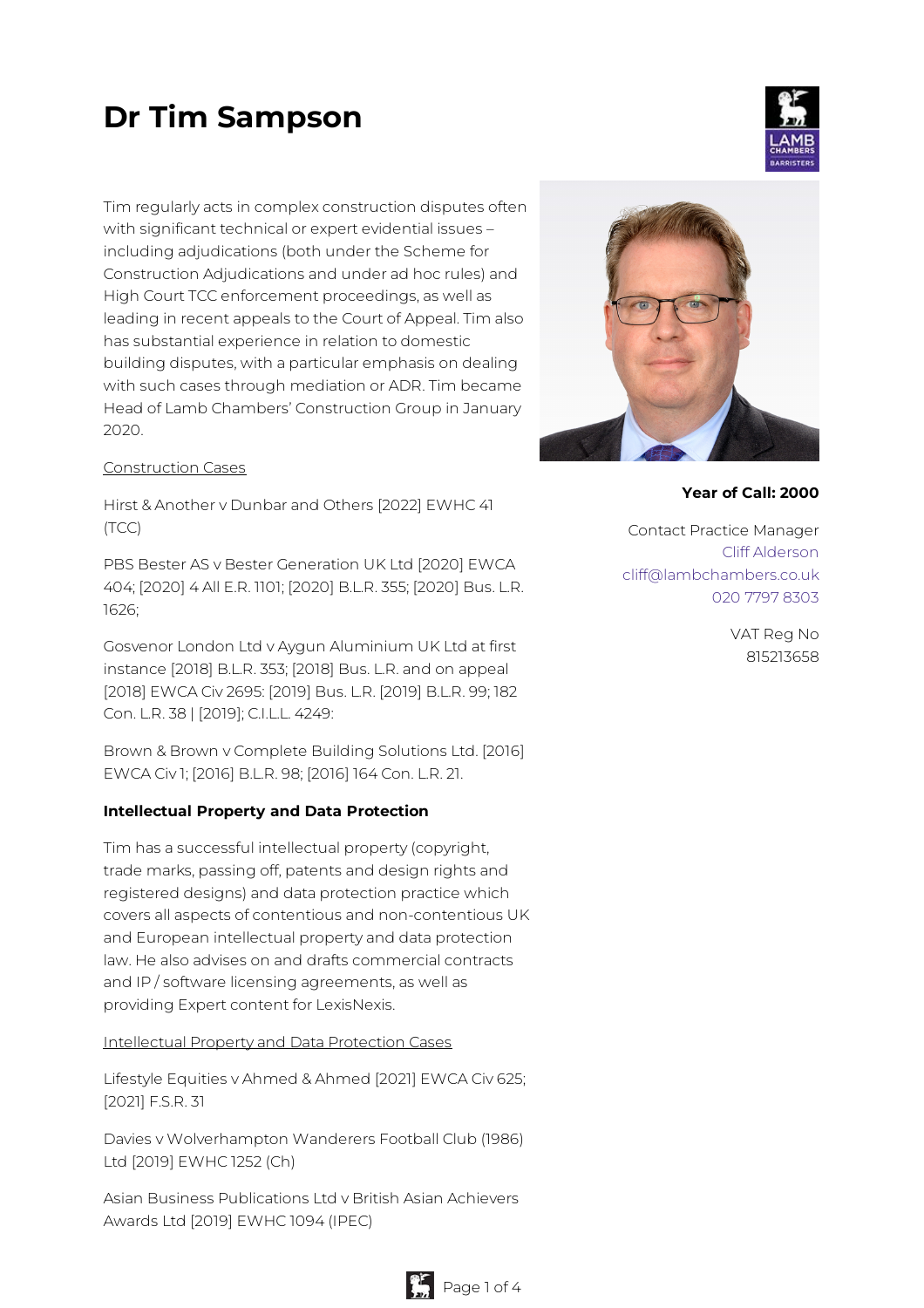# Dr Tim Sampson

Tim regularly acts in complex construction disputes often with significant technical or expert evidential issues – including adjudications (both under the Scheme for Construction Adjudications and under ad hoc rules) and High Court TCC enforcement proceedings, as well as leading in recent appeals to the Court of Appeal. Tim also has substantial experience in relation to domestic building disputes, with a particular emphasis on dealing with such cases through mediation or ADR. Tim became Head of Lamb Chambers' Construction Group in January 2020.

**Year of Call: 2000**

Contact Practice Manager
Cliff Alderson
cliff@lambchambers.co.uk
020 7797 8303

VAT Reg No
815213658

Construction Cases

Hirst & Another v Dunbar and Others [2022] EWHC 41 (TCC)

PBS Bester AS v Bester Generation UK Ltd [2020] EWCA 404; [2020] 4 All E.R. 1101; [2020] B.L.R. 355; [2020] Bus. L.R. 1626;

Gosvenor London Ltd v Aygun Aluminium UK Ltd at first instance [2018] B.L.R. 353; [2018] Bus. L.R. and on appeal [2018] EWCA Civ 2695: [2019] Bus. L.R. [2019] B.L.R. 99; 182 Con. L.R. 38 | [2019]; C.I.L.L. 4249:

Brown & Brown v Complete Building Solutions Ltd. [2016] EWCA Civ 1; [2016] B.L.R. 98; [2016] 164 Con. L.R. 21.

**Intellectual Property and Data Protection**

Tim has a successful intellectual property (copyright, trade marks, passing off, patents and design rights and registered designs) and data protection practice which covers all aspects of contentious and non-contentious UK and European intellectual property and data protection law. He also advises on and drafts commercial contracts and IP / software licensing agreements, as well as providing Expert content for LexisNexis.

Intellectual Property and Data Protection Cases

Lifestyle Equities v Ahmed & Ahmed [2021] EWCA Civ 625; [2021] F.S.R. 31

Davies v Wolverhampton Wanderers Football Club (1986) Ltd [2019] EWHC 1252 (Ch)

Asian Business Publications Ltd v British Asian Achievers Awards Ltd [2019] EWHC 1094 (IPEC)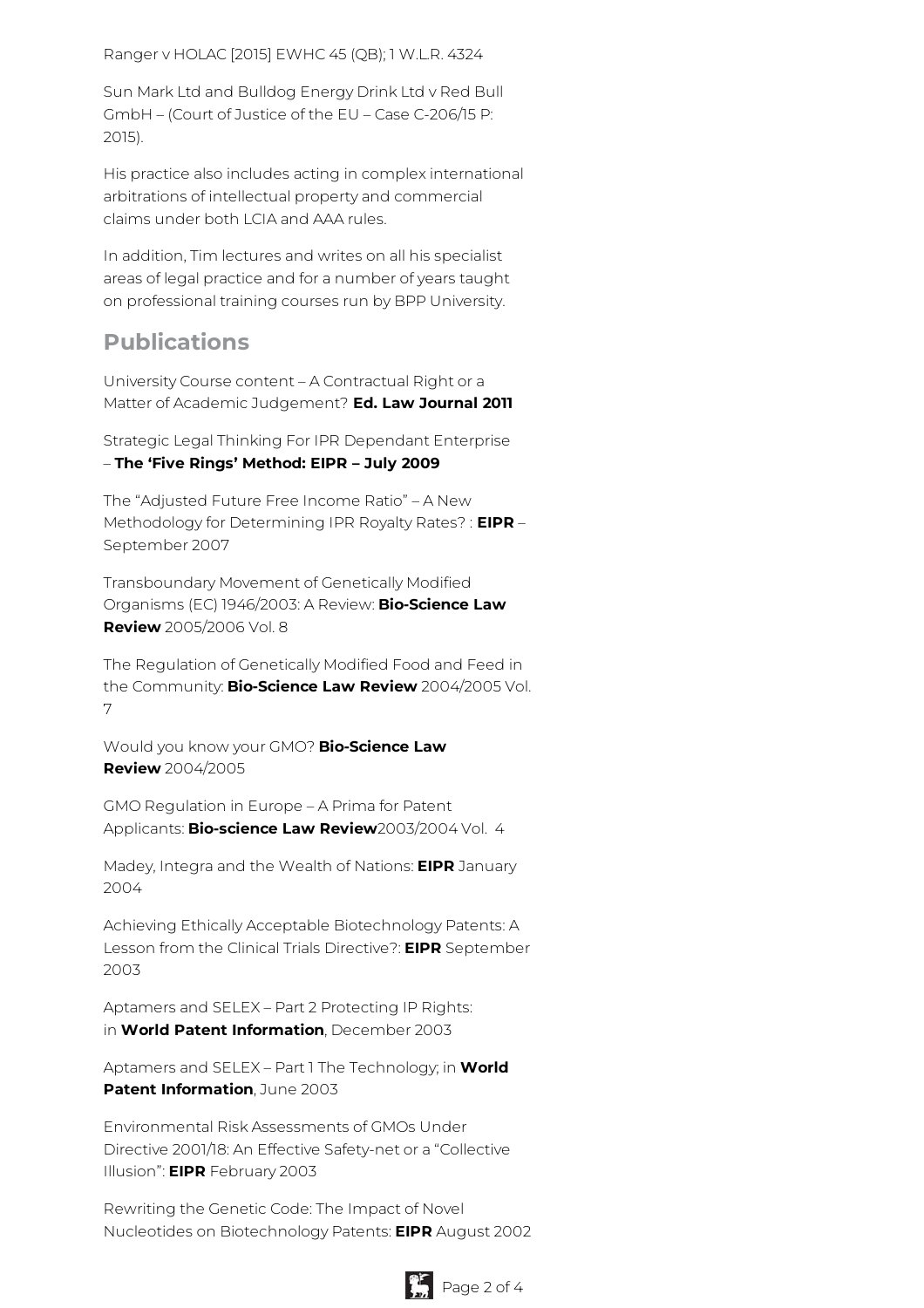Ranger v HOLAC [2015] EWHC 45 (QB); 1 W.L.R. 4324

Sun Mark Ltd and Bulldog Energy Drink Ltd v Red Bull GmbH – (Court of Justice of the EU – Case C-206/15 P: 2015).

His practice also includes acting in complex international arbitrations of intellectual property and commercial claims under both LCIA and AAA rules.

In addition, Tim lectures and writes on all his specialist areas of legal practice and for a number of years taught on professional training courses run by BPP University.

## Publications

University Course content – A Contractual Right or a Matter of Academic Judgement? **Ed. Law Journal 2011**

Strategic Legal Thinking For IPR Dependant Enterprise – **The 'Five Rings' Method: EIPR – July 2009**

The "Adjusted Future Free Income Ratio" – A New Methodology for Determining IPR Royalty Rates? : **EIPR** – September 2007

Transboundary Movement of Genetically Modified Organisms (EC) 1946/2003: A Review: **Bio-Science Law Review** 2005/2006 Vol. 8

The Regulation of Genetically Modified Food and Feed in the Community: **Bio-Science Law Review** 2004/2005 Vol. 7

Would you know your GMO? **Bio-Science Law Review** 2004/2005

GMO Regulation in Europe – A Prima for Patent Applicants: **Bio-science Law Review**2003/2004 Vol. 4

Madey, Integra and the Wealth of Nations: **EIPR** January 2004

Achieving Ethically Acceptable Biotechnology Patents: A Lesson from the Clinical Trials Directive?: **EIPR** September 2003

Aptamers and SELEX – Part 2 Protecting IP Rights: in **World Patent Information**, December 2003

Aptamers and SELEX – Part 1 The Technology; in **World Patent Information**, June 2003

Environmental Risk Assessments of GMOs Under Directive 2001/18: An Effective Safety-net or a "Collective Illusion": **EIPR** February 2003

Rewriting the Genetic Code: The Impact of Novel Nucleotides on Biotechnology Patents: **EIPR** August 2002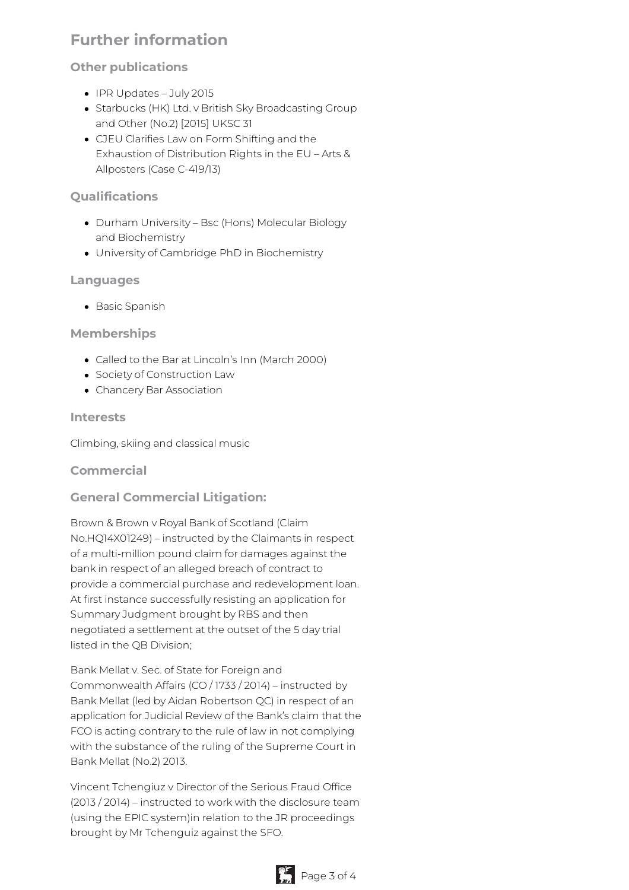## Further information

### Other publications

- IPR Updates – July 2015
- Starbucks (HK) Ltd. v British Sky Broadcasting Group and Other (No.2) [2015] UKSC 31
- CJEU Clarifies Law on Form Shifting and the Exhaustion of Distribution Rights in the EU – Arts & Allposters (Case C-419/13)

### Qualifications

- Durham University – Bsc (Hons) Molecular Biology and Biochemistry
- University of Cambridge PhD in Biochemistry

### Languages

- Basic Spanish

### Memberships

- Called to the Bar at Lincoln's Inn (March 2000)
- Society of Construction Law
- Chancery Bar Association

### Interests

Climbing, skiing and classical music

### Commercial

### General Commercial Litigation:

Brown & Brown v Royal Bank of Scotland (Claim No.HQ14X01249) – instructed by the Claimants in respect of a multi-million pound claim for damages against the bank in respect of an alleged breach of contract to provide a commercial purchase and redevelopment loan. At first instance successfully resisting an application for Summary Judgment brought by RBS and then negotiated a settlement at the outset of the 5 day trial listed in the QB Division;

Bank Mellat v. Sec. of State for Foreign and Commonwealth Affairs (CO / 1733 / 2014) – instructed by Bank Mellat (led by Aidan Robertson QC) in respect of an application for Judicial Review of the Bank's claim that the FCO is acting contrary to the rule of law in not complying with the substance of the ruling of the Supreme Court in Bank Mellat (No.2) 2013.

Vincent Tchengiuz v Director of the Serious Fraud Office (2013 / 2014) – instructed to work with the disclosure team (using the EPIC system)in relation to the JR proceedings brought by Mr Tchenguiz against the SFO.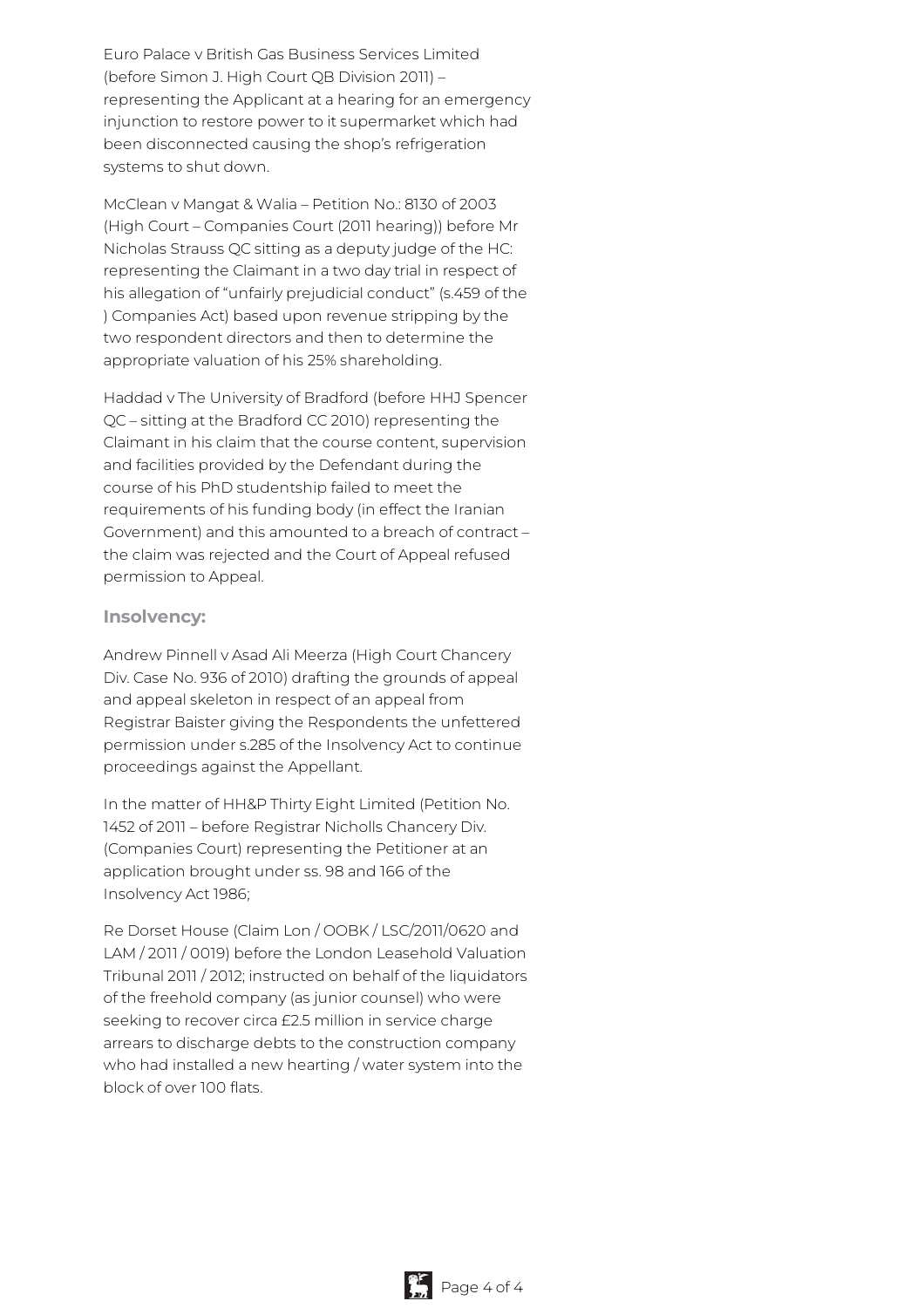Euro Palace v British Gas Business Services Limited (before Simon J. High Court QB Division 2011) – representing the Applicant at a hearing for an emergency injunction to restore power to it supermarket which had been disconnected causing the shop's refrigeration systems to shut down.

McClean v Mangat & Walia – Petition No.: 8130 of 2003 (High Court – Companies Court (2011 hearing)) before Mr Nicholas Strauss QC sitting as a deputy judge of the HC: representing the Claimant in a two day trial in respect of his allegation of "unfairly prejudicial conduct" (s.459 of the ) Companies Act) based upon revenue stripping by the two respondent directors and then to determine the appropriate valuation of his 25% shareholding.

Haddad v The University of Bradford (before HHJ Spencer QC – sitting at the Bradford CC 2010) representing the Claimant in his claim that the course content, supervision and facilities provided by the Defendant during the course of his PhD studentship failed to meet the requirements of his funding body (in effect the Iranian Government) and this amounted to a breach of contract – the claim was rejected and the Court of Appeal refused permission to Appeal.

### Insolvency:

Andrew Pinnell v Asad Ali Meerza (High Court Chancery Div. Case No. 936 of 2010) drafting the grounds of appeal and appeal skeleton in respect of an appeal from Registrar Baister giving the Respondents the unfettered permission under s.285 of the Insolvency Act to continue proceedings against the Appellant.

In the matter of HH&P Thirty Eight Limited (Petition No. 1452 of 2011 – before Registrar Nicholls Chancery Div. (Companies Court) representing the Petitioner at an application brought under ss. 98 and 166 of the Insolvency Act 1986;

Re Dorset House (Claim Lon / OOBK / LSC/2011/0620 and LAM / 2011 / 0019) before the London Leasehold Valuation Tribunal 2011 / 2012; instructed on behalf of the liquidators of the freehold company (as junior counsel) who were seeking to recover circa £2.5 million in service charge arrears to discharge debts to the construction company who had installed a new hearting / water system into the block of over 100 flats.